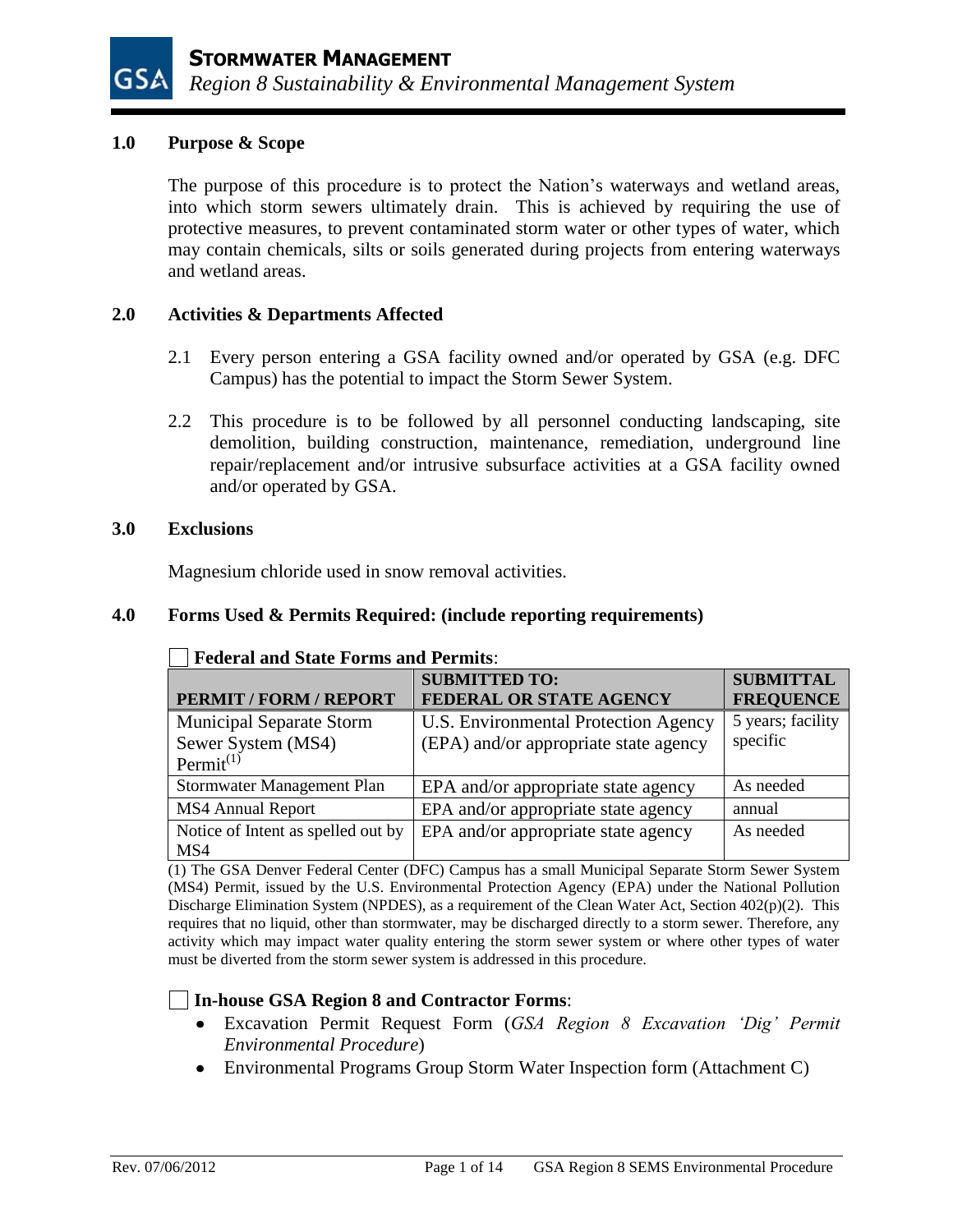# STORMWATER MANAGEMENT

*Region 8 Sustainability & Environmental Management System*

## 1.0 Purpose & Scope

The purpose of this procedure is to protect the Nation's waterways and wetland areas, into which storm sewers ultimately drain. This is achieved by requiring the use of protective measures, to prevent contaminated storm water or other types of water, which may contain chemicals, silts or soils generated during projects from entering waterways and wetland areas.

## 2.0 Activities & Departments Affected

2.1 Every person entering a GSA facility owned and/or operated by GSA (e.g. DFC Campus) has the potential to impact the Storm Sewer System.

2.2 This procedure is to be followed by all personnel conducting landscaping, site demolition, building construction, maintenance, remediation, underground line repair/replacement and/or intrusive subsurface activities at a GSA facility owned and/or operated by GSA.

## 3.0 Exclusions

Magnesium chloride used in snow removal activities.

## 4.0 Forms Used & Permits Required: (include reporting requirements)

☐ **Federal and State Forms and Permits**:

| PERMIT / FORM / REPORT | SUBMITTED TO: FEDERAL OR STATE AGENCY | SUBMITTAL FREQUENCE |
|---|---|---|
| Municipal Separate Storm Sewer System (MS4) Permit[1] | U.S. Environmental Protection Agency (EPA) and/or appropriate state agency | 5 years; facility specific |
| Stormwater Management Plan | EPA and/or appropriate state agency | As needed |
| MS4 Annual Report | EPA and/or appropriate state agency | annual |
| Notice of Intent as spelled out by MS4 | EPA and/or appropriate state agency | As needed |

(1) The GSA Denver Federal Center (DFC) Campus has a small Municipal Separate Storm Sewer System (MS4) Permit, issued by the U.S. Environmental Protection Agency (EPA) under the National Pollution Discharge Elimination System (NPDES), as a requirement of the Clean Water Act, Section 402(p)(2). This requires that no liquid, other than stormwater, may be discharged directly to a storm sewer. Therefore, any activity which may impact water quality entering the storm sewer system or where other types of water must be diverted from the storm sewer system is addressed in this procedure.

☐ **In-house GSA Region 8 and Contractor Forms**:

- Excavation Permit Request Form (*GSA Region 8 Excavation 'Dig' Permit Environmental Procedure*)
- Environmental Programs Group Storm Water Inspection form (Attachment C)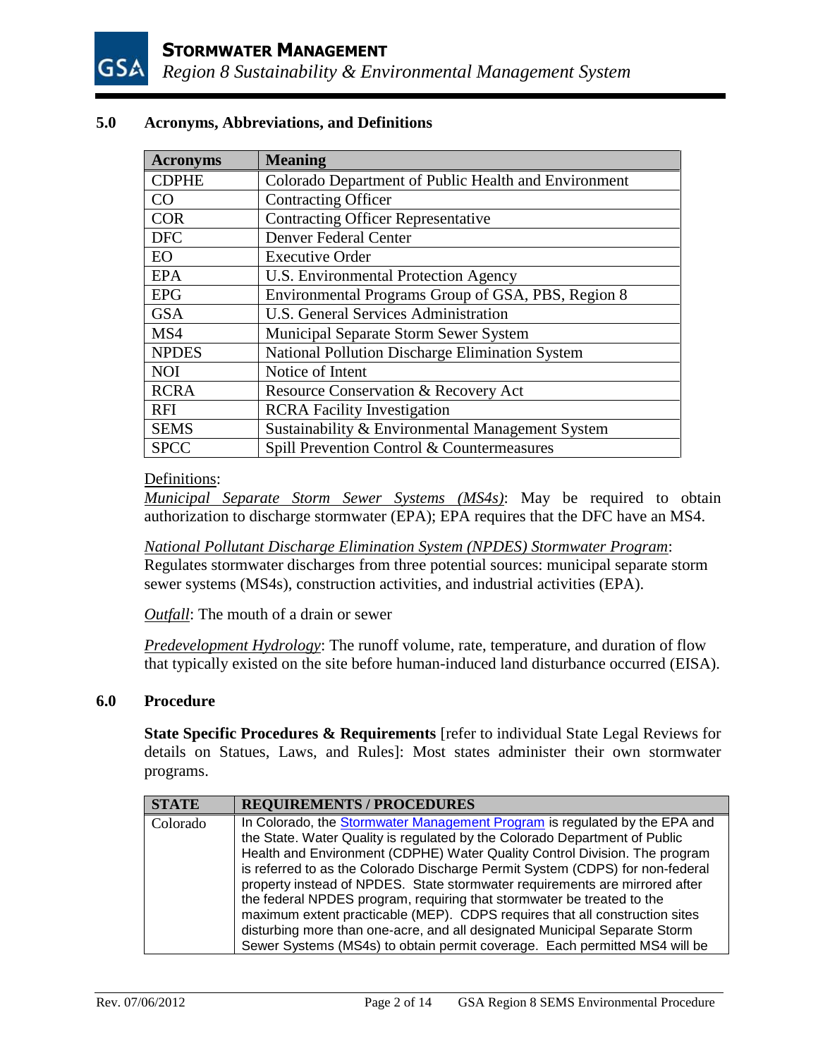## 5.0 Acronyms, Abbreviations, and Definitions

| Acronyms | Meaning |
|---|---|
| CDPHE | Colorado Department of Public Health and Environment |
| CO | Contracting Officer |
| COR | Contracting Officer Representative |
| DFC | Denver Federal Center |
| EO | Executive Order |
| EPA | U.S. Environmental Protection Agency |
| EPG | Environmental Programs Group of GSA, PBS, Region 8 |
| GSA | U.S. General Services Administration |
| MS4 | Municipal Separate Storm Sewer System |
| NPDES | National Pollution Discharge Elimination System |
| NOI | Notice of Intent |
| RCRA | Resource Conservation & Recovery Act |
| RFI | RCRA Facility Investigation |
| SEMS | Sustainability & Environmental Management System |
| SPCC | Spill Prevention Control & Countermeasures |

Definitions:

*Municipal Separate Storm Sewer Systems (MS4s)*: May be required to obtain authorization to discharge stormwater (EPA); EPA requires that the DFC have an MS4.

*National Pollutant Discharge Elimination System (NPDES) Stormwater Program*: Regulates stormwater discharges from three potential sources: municipal separate storm sewer systems (MS4s), construction activities, and industrial activities (EPA).

*Outfall*: The mouth of a drain or sewer

*Predevelopment Hydrology*: The runoff volume, rate, temperature, and duration of flow that typically existed on the site before human-induced land disturbance occurred (EISA).

## 6.0 Procedure

**State Specific Procedures & Requirements** [refer to individual State Legal Reviews for details on Statues, Laws, and Rules]: Most states administer their own stormwater programs.

| STATE | REQUIREMENTS / PROCEDURES |
|---|---|
| Colorado | In Colorado, the Stormwater Management Program is regulated by the EPA and the State. Water Quality is regulated by the Colorado Department of Public Health and Environment (CDPHE) Water Quality Control Division. The program is referred to as the Colorado Discharge Permit System (CDPS) for non-federal property instead of NPDES. State stormwater requirements are mirrored after the federal NPDES program, requiring that stormwater be treated to the maximum extent practicable (MEP). CDPS requires that all construction sites disturbing more than one-acre, and all designated Municipal Separate Storm Sewer Systems (MS4s) to obtain permit coverage. Each permitted MS4 will be |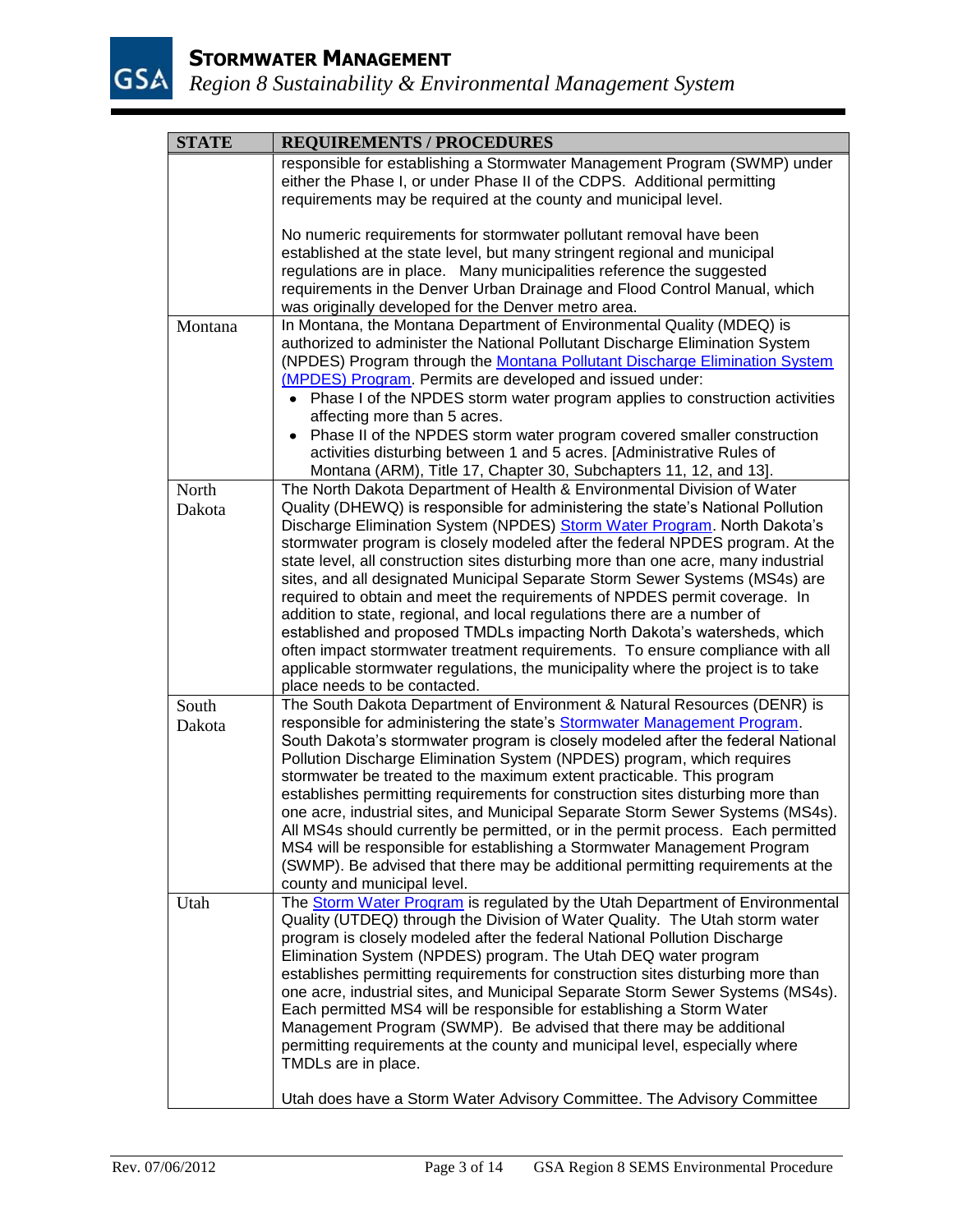| STATE | REQUIREMENTS / PROCEDURES |
|---|---|
| | responsible for establishing a Stormwater Management Program (SWMP) under either the Phase I, or under Phase II of the CDPS. Additional permitting requirements may be required at the county and municipal level.<br><br>No numeric requirements for stormwater pollutant removal have been established at the state level, but many stringent regional and municipal regulations are in place. Many municipalities reference the suggested requirements in the Denver Urban Drainage and Flood Control Manual, which was originally developed for the Denver metro area. |
| Montana | In Montana, the Montana Department of Environmental Quality (MDEQ) is authorized to administer the National Pollutant Discharge Elimination System (NPDES) Program through the Montana Pollutant Discharge Elimination System (MPDES) Program. Permits are developed and issued under:<br>• Phase I of the NPDES storm water program applies to construction activities affecting more than 5 acres.<br>• Phase II of the NPDES storm water program covered smaller construction activities disturbing between 1 and 5 acres. [Administrative Rules of Montana (ARM), Title 17, Chapter 30, Subchapters 11, 12, and 13]. |
| North Dakota | The North Dakota Department of Health & Environmental Division of Water Quality (DHEWQ) is responsible for administering the state's National Pollution Discharge Elimination System (NPDES) Storm Water Program. North Dakota's stormwater program is closely modeled after the federal NPDES program. At the state level, all construction sites disturbing more than one acre, many industrial sites, and all designated Municipal Separate Storm Sewer Systems (MS4s) are required to obtain and meet the requirements of NPDES permit coverage. In addition to state, regional, and local regulations there are a number of established and proposed TMDLs impacting North Dakota's watersheds, which often impact stormwater treatment requirements. To ensure compliance with all applicable stormwater regulations, the municipality where the project is to take place needs to be contacted. |
| South Dakota | The South Dakota Department of Environment & Natural Resources (DENR) is responsible for administering the state's Stormwater Management Program. South Dakota's stormwater program is closely modeled after the federal National Pollution Discharge Elimination System (NPDES) program, which requires stormwater be treated to the maximum extent practicable. This program establishes permitting requirements for construction sites disturbing more than one acre, industrial sites, and Municipal Separate Storm Sewer Systems (MS4s). All MS4s should currently be permitted, or in the permit process. Each permitted MS4 will be responsible for establishing a Stormwater Management Program (SWMP). Be advised that there may be additional permitting requirements at the county and municipal level. |
| Utah | The Storm Water Program is regulated by the Utah Department of Environmental Quality (UTDEQ) through the Division of Water Quality. The Utah storm water program is closely modeled after the federal National Pollution Discharge Elimination System (NPDES) program. The Utah DEQ water program establishes permitting requirements for construction sites disturbing more than one acre, industrial sites, and Municipal Separate Storm Sewer Systems (MS4s). Each permitted MS4 will be responsible for establishing a Storm Water Management Program (SWMP). Be advised that there may be additional permitting requirements at the county and municipal level, especially where TMDLs are in place.<br><br>Utah does have a Storm Water Advisory Committee. The Advisory Committee |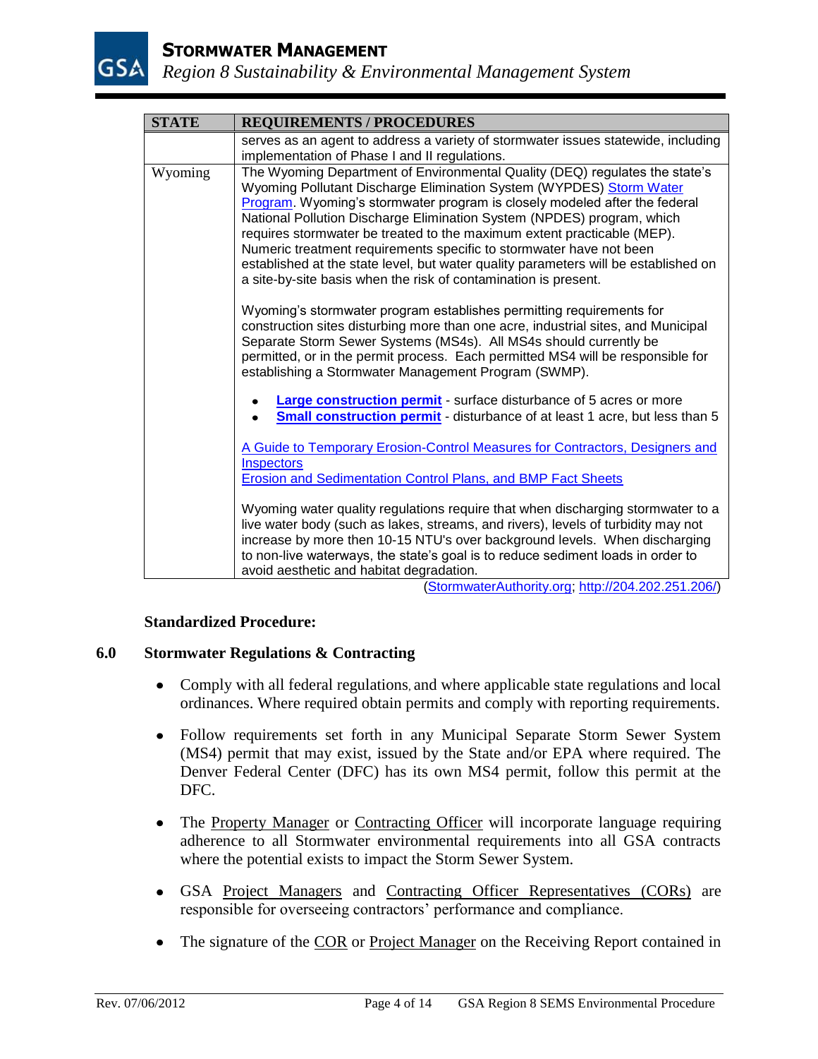| STATE | REQUIREMENTS / PROCEDURES |
|---|---|
| | serves as an agent to address a variety of stormwater issues statewide, including implementation of Phase I and II regulations. |
| Wyoming | The Wyoming Department of Environmental Quality (DEQ) regulates the state's Wyoming Pollutant Discharge Elimination System (WYPDES) Storm Water Program. Wyoming's stormwater program is closely modeled after the federal National Pollution Discharge Elimination System (NPDES) program, which requires stormwater be treated to the maximum extent practicable (MEP). Numeric treatment requirements specific to stormwater have not been established at the state level, but water quality parameters will be established on a site-by-site basis when the risk of contamination is present.<br><br>Wyoming's stormwater program establishes permitting requirements for construction sites disturbing more than one acre, industrial sites, and Municipal Separate Storm Sewer Systems (MS4s). All MS4s should currently be permitted, or in the permit process. Each permitted MS4 will be responsible for establishing a Stormwater Management Program (SWMP).<br><br>• **Large construction permit** - surface disturbance of 5 acres or more<br>• **Small construction permit** - disturbance of at least 1 acre, but less than 5<br><br>A Guide to Temporary Erosion-Control Measures for Contractors, Designers and Inspectors<br>Erosion and Sedimentation Control Plans, and BMP Fact Sheets<br><br>Wyoming water quality regulations require that when discharging stormwater to a live water body (such as lakes, streams, and rivers), levels of turbidity may not increase by more then 10-15 NTU's over background levels. When discharging to non-live waterways, the state's goal is to reduce sediment loads in order to avoid aesthetic and habitat degradation. |

(StormwaterAuthority.org; http://204.202.251.206/)

**Standardized Procedure:**

## 6.0 Stormwater Regulations & Contracting

- Comply with all federal regulations, and where applicable state regulations and local ordinances. Where required obtain permits and comply with reporting requirements.

- Follow requirements set forth in any Municipal Separate Storm Sewer System (MS4) permit that may exist, issued by the State and/or EPA where required. The Denver Federal Center (DFC) has its own MS4 permit, follow this permit at the DFC.

- The Property Manager or Contracting Officer will incorporate language requiring adherence to all Stormwater environmental requirements into all GSA contracts where the potential exists to impact the Storm Sewer System.

- GSA Project Managers and Contracting Officer Representatives (CORs) are responsible for overseeing contractors' performance and compliance.

- The signature of the COR or Project Manager on the Receiving Report contained in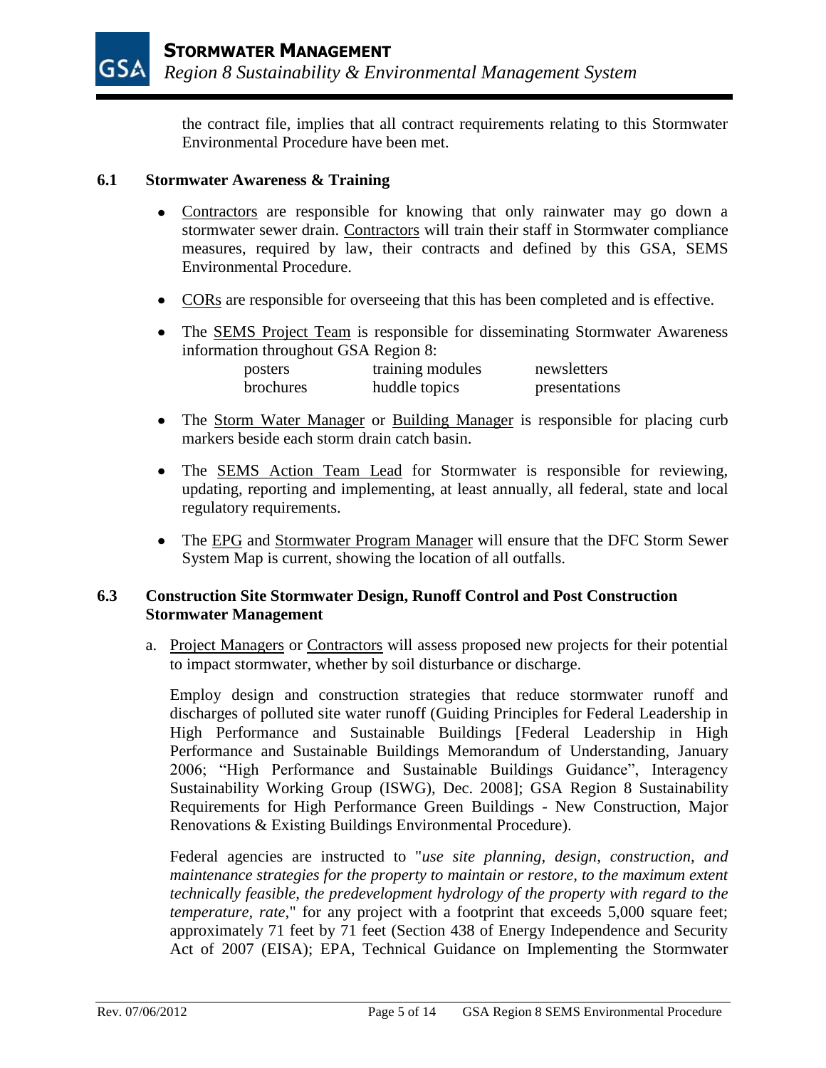the contract file, implies that all contract requirements relating to this Stormwater Environmental Procedure have been met.

### 6.1 Stormwater Awareness & Training

- Contractors are responsible for knowing that only rainwater may go down a stormwater sewer drain. Contractors will train their staff in Stormwater compliance measures, required by law, their contracts and defined by this GSA, SEMS Environmental Procedure.
- CORs are responsible for overseeing that this has been completed and is effective.
- The SEMS Project Team is responsible for disseminating Stormwater Awareness information throughout GSA Region 8:

| | | |
|---|---|---|
| posters | training modules | newsletters |
| brochures | huddle topics | presentations |

- The Storm Water Manager or Building Manager is responsible for placing curb markers beside each storm drain catch basin.
- The SEMS Action Team Lead for Stormwater is responsible for reviewing, updating, reporting and implementing, at least annually, all federal, state and local regulatory requirements.
- The EPG and Stormwater Program Manager will ensure that the DFC Storm Sewer System Map is current, showing the location of all outfalls.

### 6.3 Construction Site Stormwater Design, Runoff Control and Post Construction Stormwater Management

a. Project Managers or Contractors will assess proposed new projects for their potential to impact stormwater, whether by soil disturbance or discharge.

Employ design and construction strategies that reduce stormwater runoff and discharges of polluted site water runoff (Guiding Principles for Federal Leadership in High Performance and Sustainable Buildings [Federal Leadership in High Performance and Sustainable Buildings Memorandum of Understanding, January 2006; "High Performance and Sustainable Buildings Guidance", Interagency Sustainability Working Group (ISWG), Dec. 2008]; GSA Region 8 Sustainability Requirements for High Performance Green Buildings - New Construction, Major Renovations & Existing Buildings Environmental Procedure).

Federal agencies are instructed to "*use site planning, design, construction, and maintenance strategies for the property to maintain or restore, to the maximum extent technically feasible, the predevelopment hydrology of the property with regard to the temperature, rate*," for any project with a footprint that exceeds 5,000 square feet; approximately 71 feet by 71 feet (Section 438 of Energy Independence and Security Act of 2007 (EISA); EPA, Technical Guidance on Implementing the Stormwater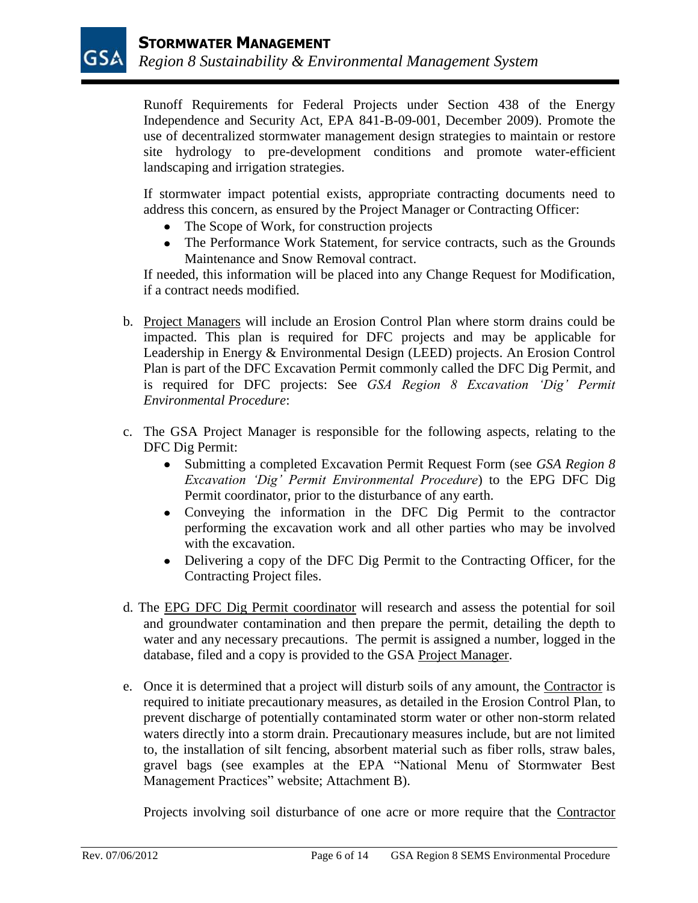Runoff Requirements for Federal Projects under Section 438 of the Energy Independence and Security Act, EPA 841-B-09-001, December 2009). Promote the use of decentralized stormwater management design strategies to maintain or restore site hydrology to pre-development conditions and promote water-efficient landscaping and irrigation strategies.

If stormwater impact potential exists, appropriate contracting documents need to address this concern, as ensured by the Project Manager or Contracting Officer:

- The Scope of Work, for construction projects
- The Performance Work Statement, for service contracts, such as the Grounds Maintenance and Snow Removal contract.

If needed, this information will be placed into any Change Request for Modification, if a contract needs modified.

b. Project Managers will include an Erosion Control Plan where storm drains could be impacted. This plan is required for DFC projects and may be applicable for Leadership in Energy & Environmental Design (LEED) projects. An Erosion Control Plan is part of the DFC Excavation Permit commonly called the DFC Dig Permit, and is required for DFC projects: See *GSA Region 8 Excavation 'Dig' Permit Environmental Procedure*:

c. The GSA Project Manager is responsible for the following aspects, relating to the DFC Dig Permit:
   - Submitting a completed Excavation Permit Request Form (see *GSA Region 8 Excavation 'Dig' Permit Environmental Procedure*) to the EPG DFC Dig Permit coordinator, prior to the disturbance of any earth.
   - Conveying the information in the DFC Dig Permit to the contractor performing the excavation work and all other parties who may be involved with the excavation.
   - Delivering a copy of the DFC Dig Permit to the Contracting Officer, for the Contracting Project files.

d. The EPG DFC Dig Permit coordinator will research and assess the potential for soil and groundwater contamination and then prepare the permit, detailing the depth to water and any necessary precautions. The permit is assigned a number, logged in the database, filed and a copy is provided to the GSA Project Manager.

e. Once it is determined that a project will disturb soils of any amount, the Contractor is required to initiate precautionary measures, as detailed in the Erosion Control Plan, to prevent discharge of potentially contaminated storm water or other non-storm related waters directly into a storm drain. Precautionary measures include, but are not limited to, the installation of silt fencing, absorbent material such as fiber rolls, straw bales, gravel bags (see examples at the EPA "National Menu of Stormwater Best Management Practices" website; Attachment B).

   Projects involving soil disturbance of one acre or more require that the Contractor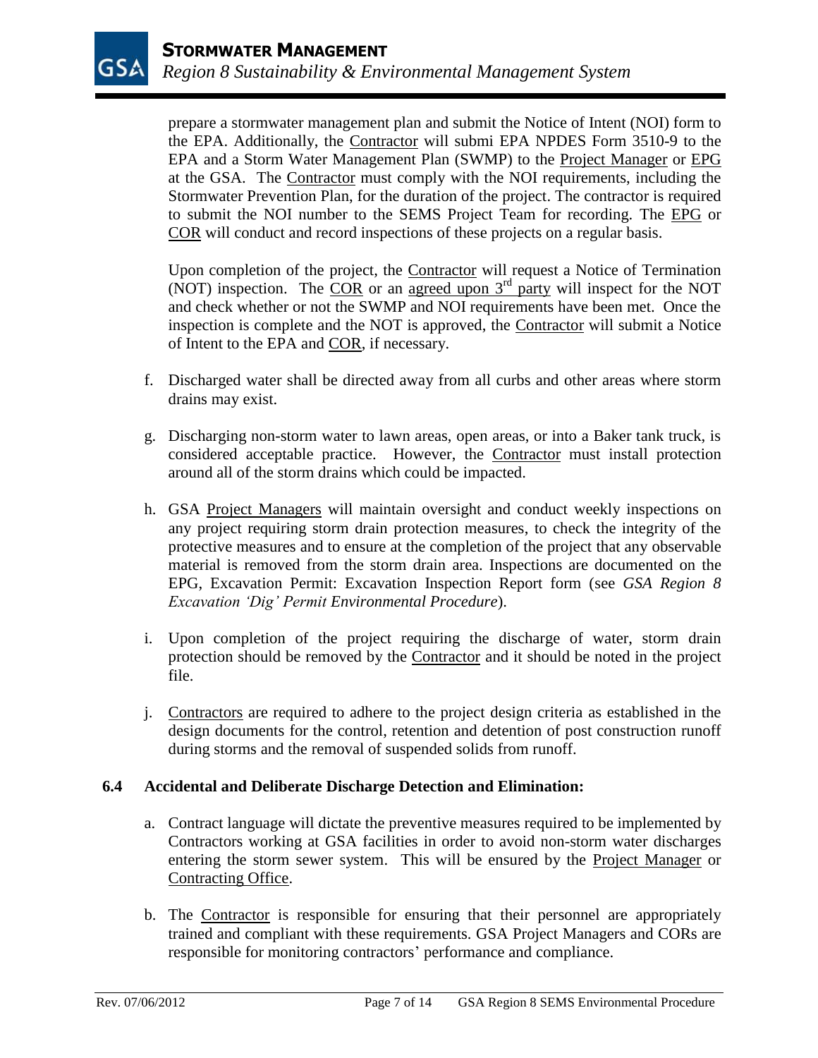prepare a stormwater management plan and submit the Notice of Intent (NOI) form to the EPA. Additionally, the Contractor will submi EPA NPDES Form 3510-9 to the EPA and a Storm Water Management Plan (SWMP) to the Project Manager or EPG at the GSA. The Contractor must comply with the NOI requirements, including the Stormwater Prevention Plan, for the duration of the project. The contractor is required to submit the NOI number to the SEMS Project Team for recording. The EPG or COR will conduct and record inspections of these projects on a regular basis.

Upon completion of the project, the Contractor will request a Notice of Termination (NOT) inspection. The COR or an agreed upon 3rd party will inspect for the NOT and check whether or not the SWMP and NOI requirements have been met. Once the inspection is complete and the NOT is approved, the Contractor will submit a Notice of Intent to the EPA and COR, if necessary.

f. Discharged water shall be directed away from all curbs and other areas where storm drains may exist.

g. Discharging non-storm water to lawn areas, open areas, or into a Baker tank truck, is considered acceptable practice. However, the Contractor must install protection around all of the storm drains which could be impacted.

h. GSA Project Managers will maintain oversight and conduct weekly inspections on any project requiring storm drain protection measures, to check the integrity of the protective measures and to ensure at the completion of the project that any observable material is removed from the storm drain area. Inspections are documented on the EPG, Excavation Permit: Excavation Inspection Report form (see *GSA Region 8 Excavation 'Dig' Permit Environmental Procedure*).

i. Upon completion of the project requiring the discharge of water, storm drain protection should be removed by the Contractor and it should be noted in the project file.

j. Contractors are required to adhere to the project design criteria as established in the design documents for the control, retention and detention of post construction runoff during storms and the removal of suspended solids from runoff.

### 6.4 Accidental and Deliberate Discharge Detection and Elimination:

a. Contract language will dictate the preventive measures required to be implemented by Contractors working at GSA facilities in order to avoid non-storm water discharges entering the storm sewer system. This will be ensured by the Project Manager or Contracting Office.

b. The Contractor is responsible for ensuring that their personnel are appropriately trained and compliant with these requirements. GSA Project Managers and CORs are responsible for monitoring contractors' performance and compliance.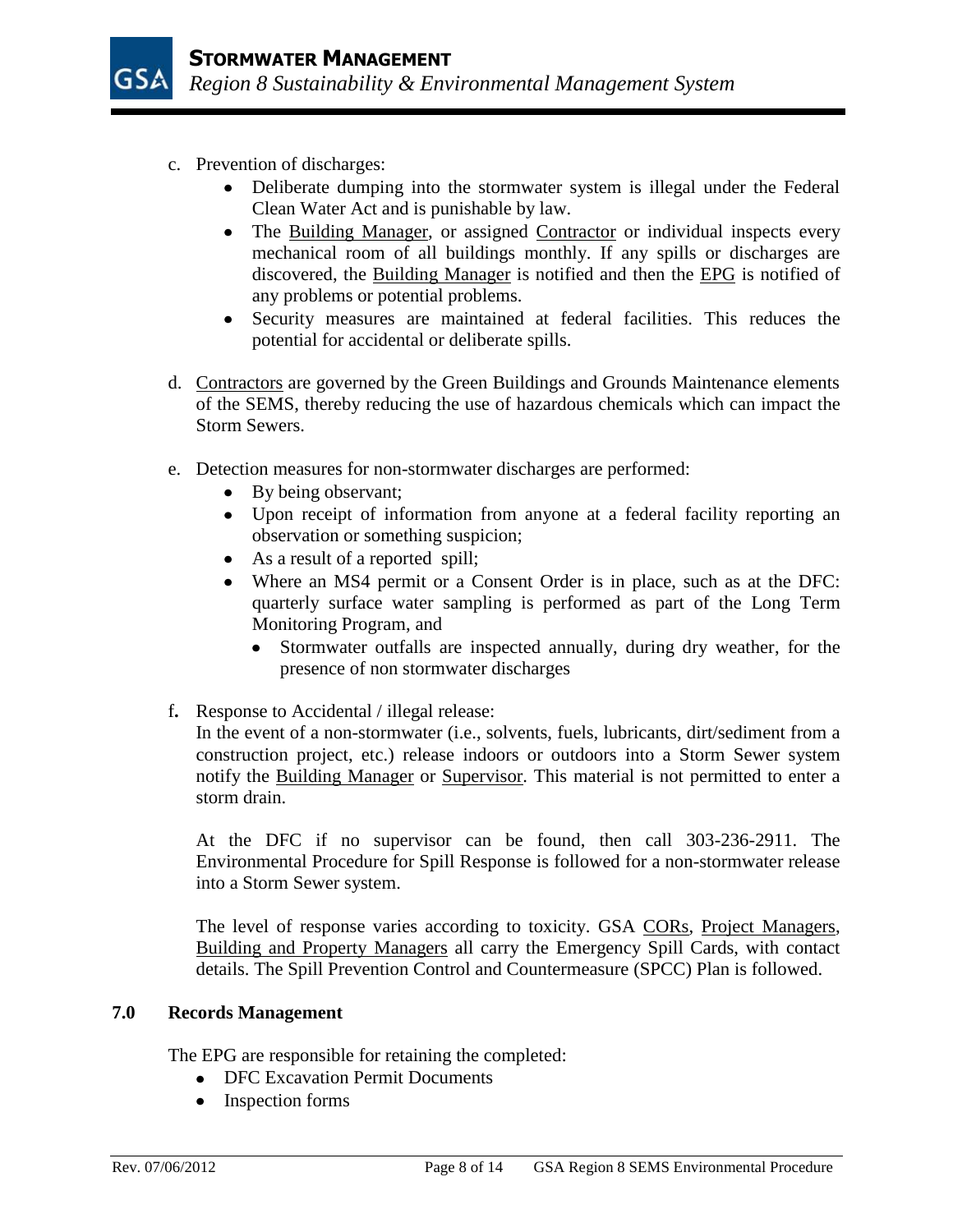c. Prevention of discharges:
   - Deliberate dumping into the stormwater system is illegal under the Federal Clean Water Act and is punishable by law.
   - The Building Manager, or assigned Contractor or individual inspects every mechanical room of all buildings monthly. If any spills or discharges are discovered, the Building Manager is notified and then the EPG is notified of any problems or potential problems.
   - Security measures are maintained at federal facilities. This reduces the potential for accidental or deliberate spills.

d. Contractors are governed by the Green Buildings and Grounds Maintenance elements of the SEMS, thereby reducing the use of hazardous chemicals which can impact the Storm Sewers.

e. Detection measures for non-stormwater discharges are performed:
   - By being observant;
   - Upon receipt of information from anyone at a federal facility reporting an observation or something suspicion;
   - As a result of a reported spill;
   - Where an MS4 permit or a Consent Order is in place, such as at the DFC: quarterly surface water sampling is performed as part of the Long Term Monitoring Program, and
     - Stormwater outfalls are inspected annually, during dry weather, for the presence of non stormwater discharges

f. Response to Accidental / illegal release:

   In the event of a non-stormwater (i.e., solvents, fuels, lubricants, dirt/sediment from a construction project, etc.) release indoors or outdoors into a Storm Sewer system notify the Building Manager or Supervisor. This material is not permitted to enter a storm drain.

   At the DFC if no supervisor can be found, then call 303-236-2911. The Environmental Procedure for Spill Response is followed for a non-stormwater release into a Storm Sewer system.

   The level of response varies according to toxicity. GSA CORs, Project Managers, Building and Property Managers all carry the Emergency Spill Cards, with contact details. The Spill Prevention Control and Countermeasure (SPCC) Plan is followed.

## 7.0 Records Management

The EPG are responsible for retaining the completed:

- DFC Excavation Permit Documents
- Inspection forms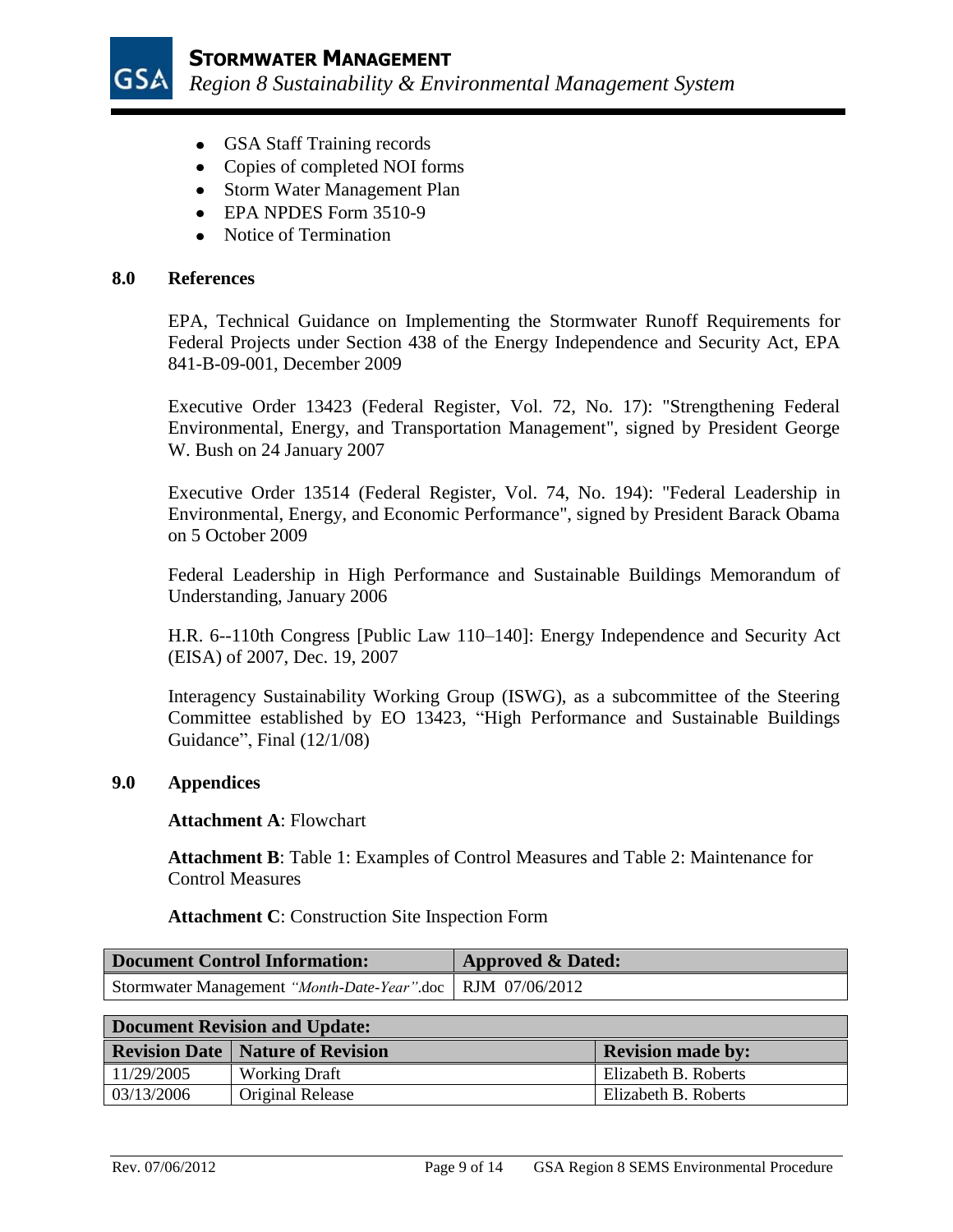- GSA Staff Training records
- Copies of completed NOI forms
- Storm Water Management Plan
- EPA NPDES Form 3510-9
- Notice of Termination

## 8.0 References

EPA, Technical Guidance on Implementing the Stormwater Runoff Requirements for Federal Projects under Section 438 of the Energy Independence and Security Act, EPA 841-B-09-001, December 2009

Executive Order 13423 (Federal Register, Vol. 72, No. 17): "Strengthening Federal Environmental, Energy, and Transportation Management", signed by President George W. Bush on 24 January 2007

Executive Order 13514 (Federal Register, Vol. 74, No. 194): "Federal Leadership in Environmental, Energy, and Economic Performance", signed by President Barack Obama on 5 October 2009

Federal Leadership in High Performance and Sustainable Buildings Memorandum of Understanding, January 2006

H.R. 6--110th Congress [Public Law 110–140]: Energy Independence and Security Act (EISA) of 2007, Dec. 19, 2007

Interagency Sustainability Working Group (ISWG), as a subcommittee of the Steering Committee established by EO 13423, "High Performance and Sustainable Buildings Guidance", Final (12/1/08)

## 9.0 Appendices

**Attachment A**: Flowchart

**Attachment B**: Table 1: Examples of Control Measures and Table 2: Maintenance for Control Measures

**Attachment C**: Construction Site Inspection Form

| Document Control Information: | Approved & Dated: |
|---|---|
| Stormwater Management *"Month-Date-Year"*.doc | RJM 07/06/2012 |

| Document Revision and Update: | | |
|---|---|---|
| **Revision Date** | **Nature of Revision** | **Revision made by:** |
| 11/29/2005 | Working Draft | Elizabeth B. Roberts |
| 03/13/2006 | Original Release | Elizabeth B. Roberts |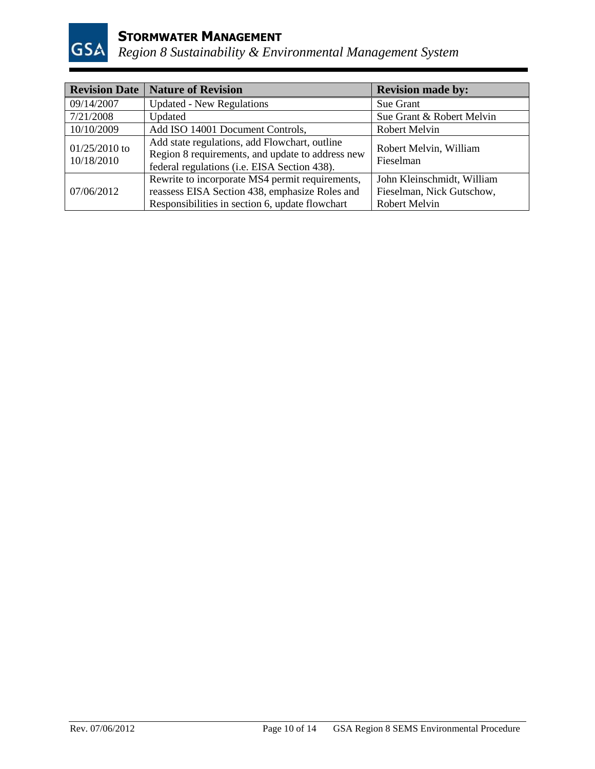| Revision Date | Nature of Revision | Revision made by: |
|---|---|---|
| 09/14/2007 | Updated - New Regulations | Sue Grant |
| 7/21/2008 | Updated | Sue Grant & Robert Melvin |
| 10/10/2009 | Add ISO 14001 Document Controls, | Robert Melvin |
| 01/25/2010 to 10/18/2010 | Add state regulations, add Flowchart, outline Region 8 requirements, and update to address new federal regulations (i.e. EISA Section 438). | Robert Melvin, William Fieselman |
| 07/06/2012 | Rewrite to incorporate MS4 permit requirements, reassess EISA Section 438, emphasize Roles and Responsibilities in section 6, update flowchart | John Kleinschmidt, William Fieselman, Nick Gutschow, Robert Melvin |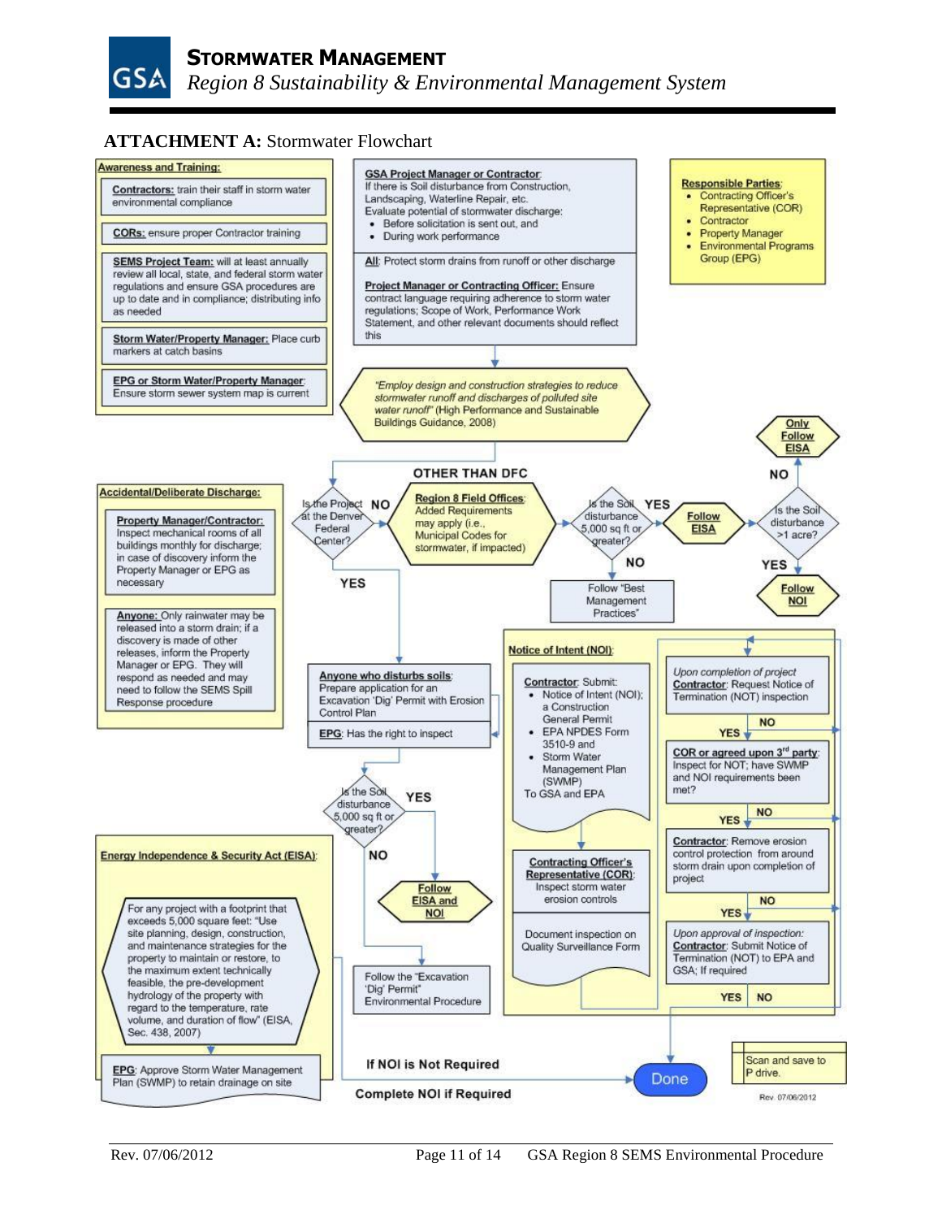**ATTACHMENT A:** Stormwater Flowchart

**Awareness and Training:**

- **Contractors:** train their staff in storm water environmental compliance
- **CORs:** ensure proper Contractor training
- **SEMS Project Team:** will at least annually review all local, state, and federal storm water regulations and ensure GSA procedures are up to date and in compliance; distributing info as needed
- **Storm Water/Property Manager:** Place curb markers at catch basins
- **EPG or Storm Water/Property Manager:** Ensure storm sewer system map is current

**GSA Project Manager or Contractor:** If there is Soil disturbance from Construction, Landscaping, Waterline Repair, etc. Evaluate potential of stormwater discharge:

- Before solicitation is sent out, and
- During work performance

**All:** Protect storm drains from runoff or other discharge

**Project Manager or Contracting Officer:** Ensure contract language requiring adherence to storm water regulations; Scope of Work, Performance Work Statement, and other relevant documents should reflect this

**Responsible Parties:**

- Contracting Officer's Representative (COR)
- Contractor
- Property Manager
- Environmental Programs Group (EPG)

*"Employ design and construction strategies to reduce stormwater runoff and discharges of polluted site water runoff"* (High Performance and Sustainable Buildings Guidance, 2008)

**OTHER THAN DFC**

Is the Project at the Denver Federal Center?

- NO → **Region 8 Field Offices:** Added Requirements may apply (i.e., Municipal Codes for stormwater, if impacted) → Is the Soil disturbance 5,000 sq ft or greater?
  - YES → **Follow EISA** → Is the Soil disturbance >1 acre?
    - NO → **Only Follow EISA**
    - YES → **Follow NOI**
  - NO → Follow "Best Management Practices"
- YES → **Anyone who disturbs soils:** Prepare application for an Excavation 'Dig' Permit with Erosion Control Plan
  - **EPG:** Has the right to inspect
  - Is the Soil disturbance 5,000 sq ft or greater?
    - YES → **Follow EISA and NOI**
    - NO → Follow the "Excavation 'Dig' Permit" Environmental Procedure

**Accidental/Deliberate Discharge:**

- **Property Manager/Contractor:** Inspect mechanical rooms of all buildings monthly for discharge; in case of discovery inform the Property Manager or EPG as necessary
- **Anyone:** Only rainwater may be released into a storm drain; if a discovery is made of other releases, inform the Property Manager or EPG. They will respond as needed and may need to follow the SEMS Spill Response procedure

**Notice of Intent (NOI):**

**Contractor:** Submit:

- Notice of Intent (NOI); a Construction General Permit
- EPA NPDES Form 3510-9 and
- Storm Water Management Plan (SWMP)

To GSA and EPA

**Contracting Officer's Representative (COR):** Inspect storm water erosion controls

Document inspection on Quality Surveillance Form

*Upon completion of project* **Contractor:** Request Notice of Termination (NOT) inspection

- YES → **COR or agreed upon 3rd party:** Inspect for NOT; have SWMP and NOI requirements been met?
  - NO → (return)
  - YES → **Contractor:** Remove erosion control protection from around storm drain upon completion of project
    - NO → (return)
    - YES → *Upon approval of inspection:* **Contractor:** Submit Notice of Termination (NOT) to EPA and GSA; If required
      - YES → Done
      - NO → (return)

**Energy Independence & Security Act (EISA):**

For any project with a footprint that exceeds 5,000 square feet: "Use site planning, design, construction, and maintenance strategies for the property to maintain or restore, to the maximum extent technically feasible, the pre-development hydrology of the property with regard to the temperature, rate volume, and duration of flow" (EISA, Sec. 438, 2007)

**EPG:** Approve Storm Water Management Plan (SWMP) to retain drainage on site

If NOI is Not Required

Complete NOI if Required

→ **Done**

Scan and save to P drive.

Rev. 07/06/2012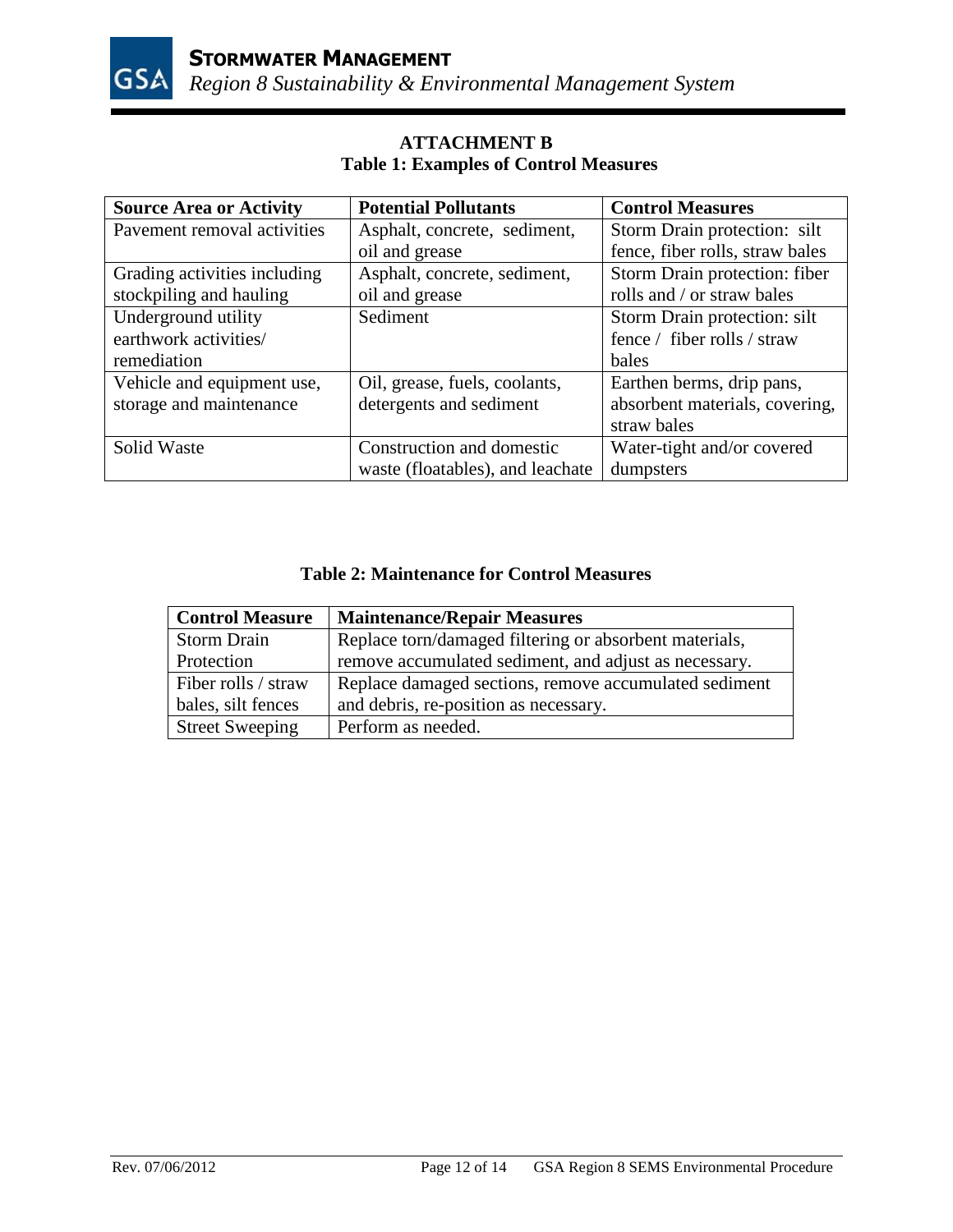## ATTACHMENT B

### Table 1: Examples of Control Measures

| Source Area or Activity | Potential Pollutants | Control Measures |
|---|---|---|
| Pavement removal activities | Asphalt, concrete, sediment, oil and grease | Storm Drain protection: silt fence, fiber rolls, straw bales |
| Grading activities including stockpiling and hauling | Asphalt, concrete, sediment, oil and grease | Storm Drain protection: fiber rolls and / or straw bales |
| Underground utility earthwork activities/ remediation | Sediment | Storm Drain protection: silt fence / fiber rolls / straw bales |
| Vehicle and equipment use, storage and maintenance | Oil, grease, fuels, coolants, detergents and sediment | Earthen berms, drip pans, absorbent materials, covering, straw bales |
| Solid Waste | Construction and domestic waste (floatables), and leachate | Water-tight and/or covered dumpsters |

### Table 2: Maintenance for Control Measures

| Control Measure | Maintenance/Repair Measures |
|---|---|
| Storm Drain Protection | Replace torn/damaged filtering or absorbent materials, remove accumulated sediment, and adjust as necessary. |
| Fiber rolls / straw bales, silt fences | Replace damaged sections, remove accumulated sediment and debris, re-position as necessary. |
| Street Sweeping | Perform as needed. |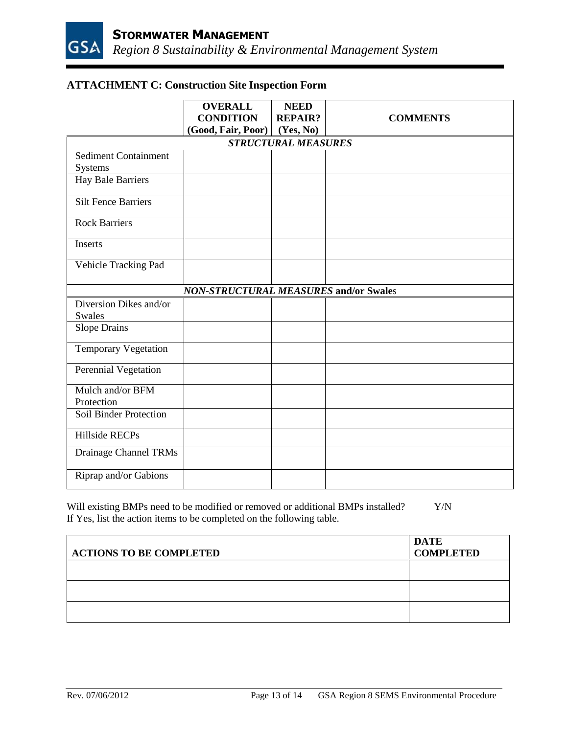## ATTACHMENT C: Construction Site Inspection Form

| | OVERALL CONDITION (Good, Fair, Poor) | NEED REPAIR? (Yes, No) | COMMENTS |
|---|---|---|---|
| ***STRUCTURAL MEASURES*** | | | |
| Sediment Containment Systems | | | |
| Hay Bale Barriers | | | |
| Silt Fence Barriers | | | |
| Rock Barriers | | | |
| Inserts | | | |
| Vehicle Tracking Pad | | | |
| ***NON-STRUCTURAL MEASURES* and/or Swales** | | | |
| Diversion Dikes and/or Swales | | | |
| Slope Drains | | | |
| Temporary Vegetation | | | |
| Perennial Vegetation | | | |
| Mulch and/or BFM Protection | | | |
| Soil Binder Protection | | | |
| Hillside RECPs | | | |
| Drainage Channel TRMs | | | |
| Riprap and/or Gabions | | | |

Will existing BMPs need to be modified or removed or additional BMPs installed? Y/N
If Yes, list the action items to be completed on the following table.

| ACTIONS TO BE COMPLETED | DATE COMPLETED |
|---|---|
| | |
| | |
| | |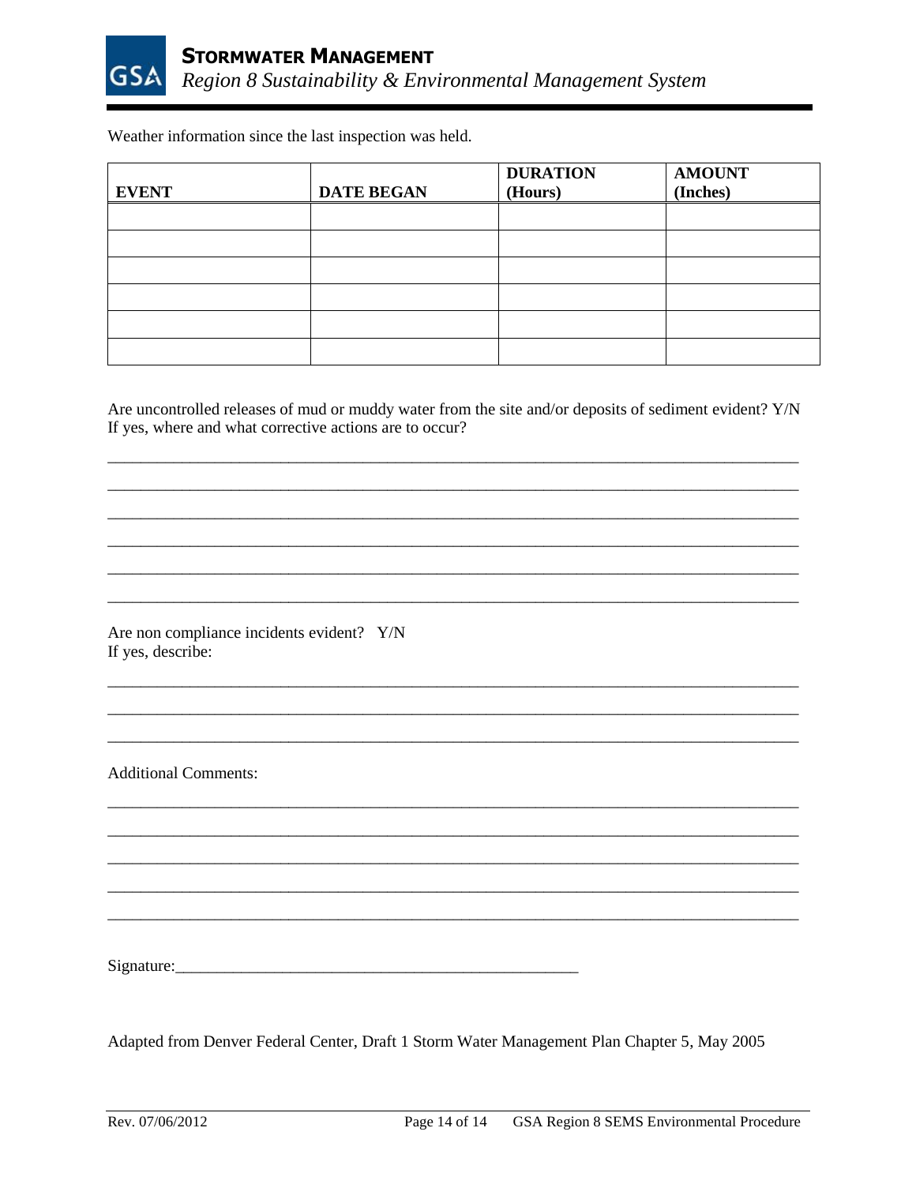Weather information since the last inspection was held.

| EVENT | DATE BEGAN | DURATION (Hours) | AMOUNT (Inches) |
|---|---|---|---|
| | | | |
| | | | |
| | | | |
| | | | |
| | | | |
| | | | |

Are uncontrolled releases of mud or muddy water from the site and/or deposits of sediment evident? Y/N
If yes, where and what corrective actions are to occur?

______________________________________________________________________________

______________________________________________________________________________

______________________________________________________________________________

______________________________________________________________________________

______________________________________________________________________________

______________________________________________________________________________

Are non compliance incidents evident? Y/N
If yes, describe:

______________________________________________________________________________

______________________________________________________________________________

______________________________________________________________________________

Additional Comments:

______________________________________________________________________________

______________________________________________________________________________

______________________________________________________________________________

______________________________________________________________________________

______________________________________________________________________________

Signature:_____________________________________________

Adapted from Denver Federal Center, Draft 1 Storm Water Management Plan Chapter 5, May 2005